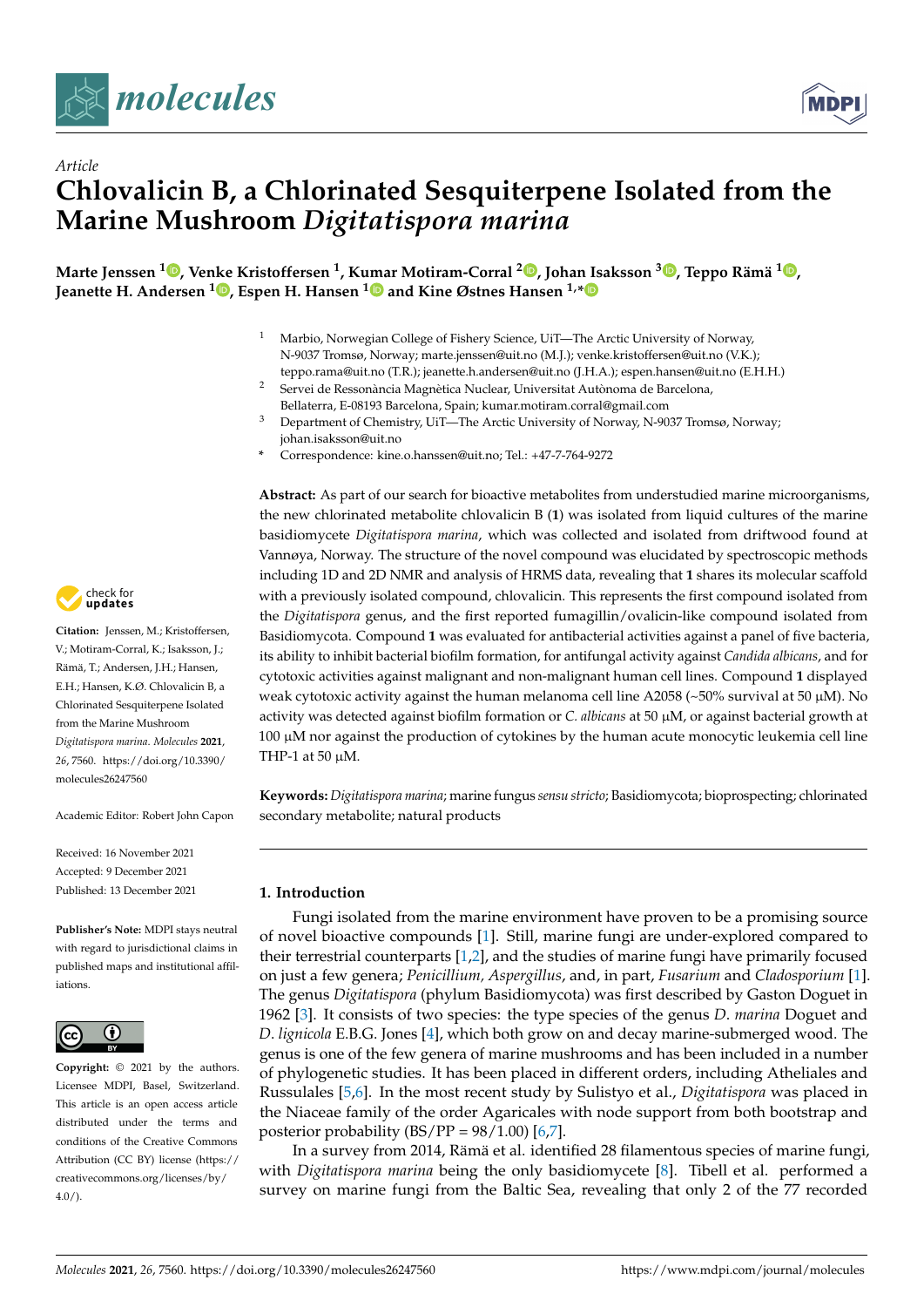Article

# Chlovalicin B, a Chlorinated Sesquiterpene Isolated from the Marine Mushroom *Digitatispora marina*

**Marte Jenssen [1], Venke Kristoffersen [1], Kumar Motiram-Corral [2], Johan Isaksson [3], Teppo Rämä [1], Jeanette H. Andersen [1], Espen H. Hansen [1] and Kine Østnes Hansen [1,*]**

[1] Marbio, Norwegian College of Fishery Science, UiT—The Arctic University of Norway, N-9037 Tromsø, Norway; marte.jenssen@uit.no (M.J.); venke.kristoffersen@uit.no (V.K.); teppo.rama@uit.no (T.R.); jeanette.h.andersen@uit.no (J.H.A.); espen.hansen@uit.no (E.H.H.)

[2] Servei de Ressonància Magnètica Nuclear, Universitat Autònoma de Barcelona, Bellaterra, E-08193 Barcelona, Spain; kumar.motiram.corral@gmail.com

[3] Department of Chemistry, UiT—The Arctic University of Norway, N-9037 Tromsø, Norway; johan.isaksson@uit.no

\* Correspondence: kine.o.hanssen@uit.no; Tel.: +47-7-764-9272

**Abstract:** As part of our search for bioactive metabolites from understudied marine microorganisms, the new chlorinated metabolite chlovalicin B (**1**) was isolated from liquid cultures of the marine basidiomycete *Digitatispora marina*, which was collected and isolated from driftwood found at Vannøya, Norway. The structure of the novel compound was elucidated by spectroscopic methods including 1D and 2D NMR and analysis of HRMS data, revealing that **1** shares its molecular scaffold with a previously isolated compound, chlovalicin. This represents the first compound isolated from the *Digitatispora* genus, and the first reported fumagillin/ovalicin-like compound isolated from Basidiomycota. Compound **1** was evaluated for antibacterial activities against a panel of five bacteria, its ability to inhibit bacterial biofilm formation, for antifungal activity against *Candida albicans*, and for cytotoxic activities against malignant and non-malignant human cell lines. Compound **1** displayed weak cytotoxic activity against the human melanoma cell line A2058 (~50% survival at 50 µM). No activity was detected against biofilm formation or *C. albicans* at 50 µM, or against bacterial growth at 100 µM nor against the production of cytokines by the human acute monocytic leukemia cell line THP-1 at 50 µM.

**Keywords:** *Digitatispora marina*; marine fungus *sensu stricto*; Basidiomycota; bioprospecting; chlorinated secondary metabolite; natural products

Citation: Jenssen, M.; Kristoffersen, V.; Motiram-Corral, K.; Isaksson, J.; Rämä, T.; Andersen, J.H.; Hansen, E.H.; Hansen, K.Ø. Chlovalicin B, a Chlorinated Sesquiterpene Isolated from the Marine Mushroom *Digitatispora marina*. *Molecules* **2021**, *26*, 7560. https://doi.org/10.3390/molecules26247560

Academic Editor: Robert John Capon

Received: 16 November 2021
Accepted: 9 December 2021
Published: 13 December 2021

**Publisher's Note:** MDPI stays neutral with regard to jurisdictional claims in published maps and institutional affiliations.

**Copyright:** © 2021 by the authors. Licensee MDPI, Basel, Switzerland. This article is an open access article distributed under the terms and conditions of the Creative Commons Attribution (CC BY) license (https://creativecommons.org/licenses/by/4.0/).

## 1. Introduction

Fungi isolated from the marine environment have proven to be a promising source of novel bioactive compounds [1]. Still, marine fungi are under-explored compared to their terrestrial counterparts [1,2], and the studies of marine fungi have primarily focused on just a few genera; *Penicillium, Aspergillus*, and, in part, *Fusarium* and *Cladosporium* [1]. The genus *Digitatispora* (phylum Basidiomycota) was first described by Gaston Doguet in 1962 [3]. It consists of two species: the type species of the genus *D. marina* Doguet and *D. lignicola* E.B.G. Jones [4], which both grow on and decay marine-submerged wood. The genus is one of the few genera of marine mushrooms and has been included in a number of phylogenetic studies. It has been placed in different orders, including Atheliales and Russulales [5,6]. In the most recent study by Sulistyo et al., *Digitatispora* was placed in the Niaceae family of the order Agaricales with node support from both bootstrap and posterior probability (BS/PP = 98/1.00) [6,7].

In a survey from 2014, Rämä et al. identified 28 filamentous species of marine fungi, with *Digitatispora marina* being the only basidiomycete [8]. Tibell et al. performed a survey on marine fungi from the Baltic Sea, revealing that only 2 of the 77 recorded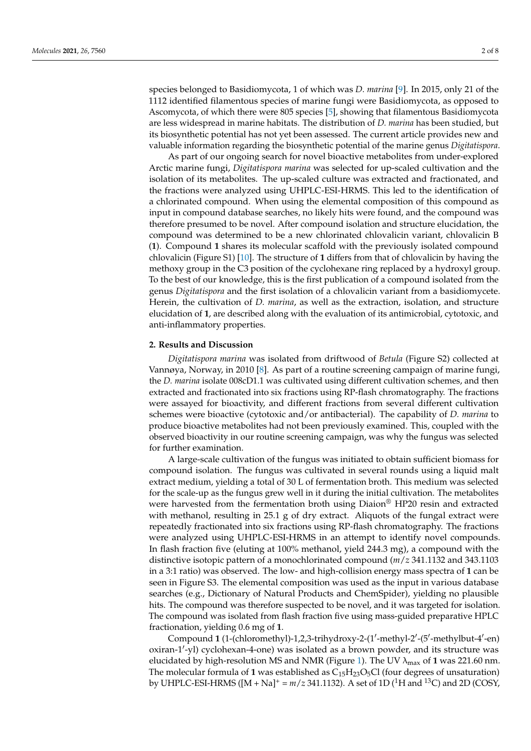species belonged to Basidiomycota, 1 of which was *D. marina* [9]. In 2015, only 21 of the 1112 identified filamentous species of marine fungi were Basidiomycota, as opposed to Ascomycota, of which there were 805 species [5], showing that filamentous Basidiomycota are less widespread in marine habitats. The distribution of *D. marina* has been studied, but its biosynthetic potential has not yet been assessed. The current article provides new and valuable information regarding the biosynthetic potential of the marine genus *Digitatispora*.

As part of our ongoing search for novel bioactive metabolites from under-explored Arctic marine fungi, *Digitatispora marina* was selected for up-scaled cultivation and the isolation of its metabolites. The up-scaled culture was extracted and fractionated, and the fractions were analyzed using UHPLC-ESI-HRMS. This led to the identification of a chlorinated compound. When using the elemental composition of this compound as input in compound database searches, no likely hits were found, and the compound was therefore presumed to be novel. After compound isolation and structure elucidation, the compound was determined to be a new chlorinated chlovalicin variant, chlovalicin B (**1**). Compound **1** shares its molecular scaffold with the previously isolated compound chlovalicin (Figure S1) [10]. The structure of **1** differs from that of chlovalicin by having the methoxy group in the C3 position of the cyclohexane ring replaced by a hydroxyl group. To the best of our knowledge, this is the first publication of a compound isolated from the genus *Digitatispora* and the first isolation of a chlovalicin variant from a basidiomycete. Herein, the cultivation of *D. marina*, as well as the extraction, isolation, and structure elucidation of **1**, are described along with the evaluation of its antimicrobial, cytotoxic, and anti-inflammatory properties.

## 2. Results and Discussion

*Digitatispora marina* was isolated from driftwood of *Betula* (Figure S2) collected at Vannøya, Norway, in 2010 [8]. As part of a routine screening campaign of marine fungi, the *D. marina* isolate 008cD1.1 was cultivated using different cultivation schemes, and then extracted and fractionated into six fractions using RP-flash chromatography. The fractions were assayed for bioactivity, and different fractions from several different cultivation schemes were bioactive (cytotoxic and/or antibacterial). The capability of *D. marina* to produce bioactive metabolites had not been previously examined. This, coupled with the observed bioactivity in our routine screening campaign, was why the fungus was selected for further examination.

A large-scale cultivation of the fungus was initiated to obtain sufficient biomass for compound isolation. The fungus was cultivated in several rounds using a liquid malt extract medium, yielding a total of 30 L of fermentation broth. This medium was selected for the scale-up as the fungus grew well in it during the initial cultivation. The metabolites were harvested from the fermentation broth using Diaion® HP20 resin and extracted with methanol, resulting in 25.1 g of dry extract. Aliquots of the fungal extract were repeatedly fractionated into six fractions using RP-flash chromatography. The fractions were analyzed using UHPLC-ESI-HRMS in an attempt to identify novel compounds. In flash fraction five (eluting at 100% methanol, yield 244.3 mg), a compound with the distinctive isotopic pattern of a monochlorinated compound (*m*/*z* 341.1132 and 343.1103 in a 3:1 ratio) was observed. The low- and high-collision energy mass spectra of **1** can be seen in Figure S3. The elemental composition was used as the input in various database searches (e.g., Dictionary of Natural Products and ChemSpider), yielding no plausible hits. The compound was therefore suspected to be novel, and it was targeted for isolation. The compound was isolated from flash fraction five using mass-guided preparative HPLC fractionation, yielding 0.6 mg of **1**.

Compound **1** (1-(chloromethyl)-1,2,3-trihydroxy-2-(1′-methyl-2′-(5′-methylbut-4′-en) oxiran-1′-yl) cyclohexan-4-one) was isolated as a brown powder, and its structure was elucidated by high-resolution MS and NMR (Figure 1). The UV $\lambda_{max}$ of **1** was 221.60 nm. The molecular formula of **1** was established as $C_{15}H_{23}O_5Cl$ (four degrees of unsaturation) by UHPLC-ESI-HRMS ($[M + Na]^+$ = *m*/*z* 341.1132). A set of 1D ($^1H$ and $^{13}C$) and 2D (COSY,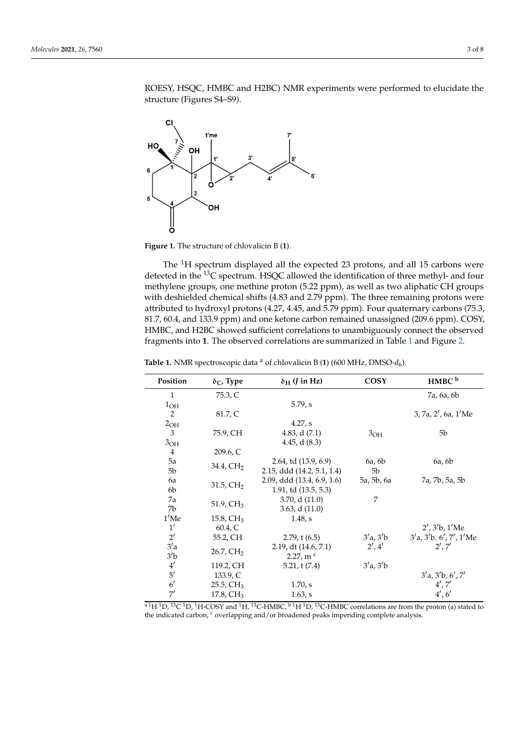ROESY, HSQC, HMBC and H2BC) NMR experiments were performed to elucidate the structure (Figures S4–S9).

**Figure 1.** The structure of chlovalicin B (**1**).

The $^{1}$H spectrum displayed all the expected 23 protons, and all 15 carbons were detected in the $^{13}$C spectrum. HSQC allowed the identification of three methyl- and four methylene groups, one methine proton (5.22 ppm), as well as two aliphatic CH groups with deshielded chemical shifts (4.83 and 2.79 ppm). The three remaining protons were attributed to hydroxyl protons (4.27, 4.45, and 5.79 ppm). Four quaternary carbons (75.3, 81.7, 60.4, and 133.9 ppm) and one ketone carbon remained unassigned (209.6 ppm). COSY, HMBC, and H2BC showed sufficient correlations to unambiguously connect the observed fragments into **1**. The observed correlations are summarized in Table 1 and Figure 2.

**Table 1.** NMR spectroscopic data [a] of chlovalicin B (**1**) (600 MHz, DMSO-$d_6$).

| Position | $\delta_C$, Type | $\delta_H$ ($J$ in Hz) | COSY | HMBC [b] |
|---|---|---|---|---|
| 1 | 75.3, C | | | 7a, 6a, 6b |
| $1_{OH}$ | | 5.79, s | | |
| 2 | 81.7, C | | | 3, 7a, 2′, 6a, 1′Me |
| $2_{OH}$ | | 4.27, s | | |
| 3 | 75.9, CH | 4.83, d (7.1) | $3_{OH}$ | 5b |
| $3_{OH}$ | | 4.45, d (8.3) | | |
| 4 | 209.6, C | | | |
| 5a | 34.4, $CH_2$ | 2.64, td (13.9, 6.9) | 6a, 6b | 6a, 6b |
| 5b | | 2.15, ddd (14.2, 5.1, 1.4) | 5b | |
| 6a | 31.5, $CH_2$ | 2.09, ddd (13.4, 6.9, 1.6) | 5a, 5b, 6a | 7a, 7b, 5a, 5b |
| 6b | | 1.91, td (13.5, 5.3) | | |
| 7a | 51.9, $CH_3$ | 3.70, d (11.0) | 7 | |
| 7b | | 3.63, d (11.0) | | |
| 1′Me | 15.8, $CH_3$ | 1.48, s | | |
| 1′ | 60.4, C | | | 2′, 3′b, 1′Me |
| 2′ | 55.2, CH | 2.79, t (6.5) | 3′a, 3′b | 3′a, 3′b. 6′, 7′, 1′Me |
| 3′a | 26.7, $CH_2$ | 2.19, dt (14.6, 7.1) | 2′, 4′ | 2′, 7′ |
| 3′b | | 2.27, m [c] | | |
| 4′ | 119.2, CH | 5.21, t (7.4) | 3′a, 3′b | |
| 5′ | 133.9, C | | | 3′a, 3′b, 6′, 7′ |
| 6′ | 25.5, $CH_3$ | 1.70, s | | 4′, 7′ |
| 7′ | 17.8, $CH_3$ | 1.63, s | | 4′, 6′ |

[a] $^{1}$H $^{1}$D, $^{13}$C $^{1}$D, $^{1}$H-COSY and $^{1}$H, $^{13}$C-HMBC, [b] $^{1}$H $^{1}$D, $^{13}$C-HMBC correlations are from the proton (a) stated to the indicated carbon, [c] overlapping and/or broadened peaks impending complete analysis.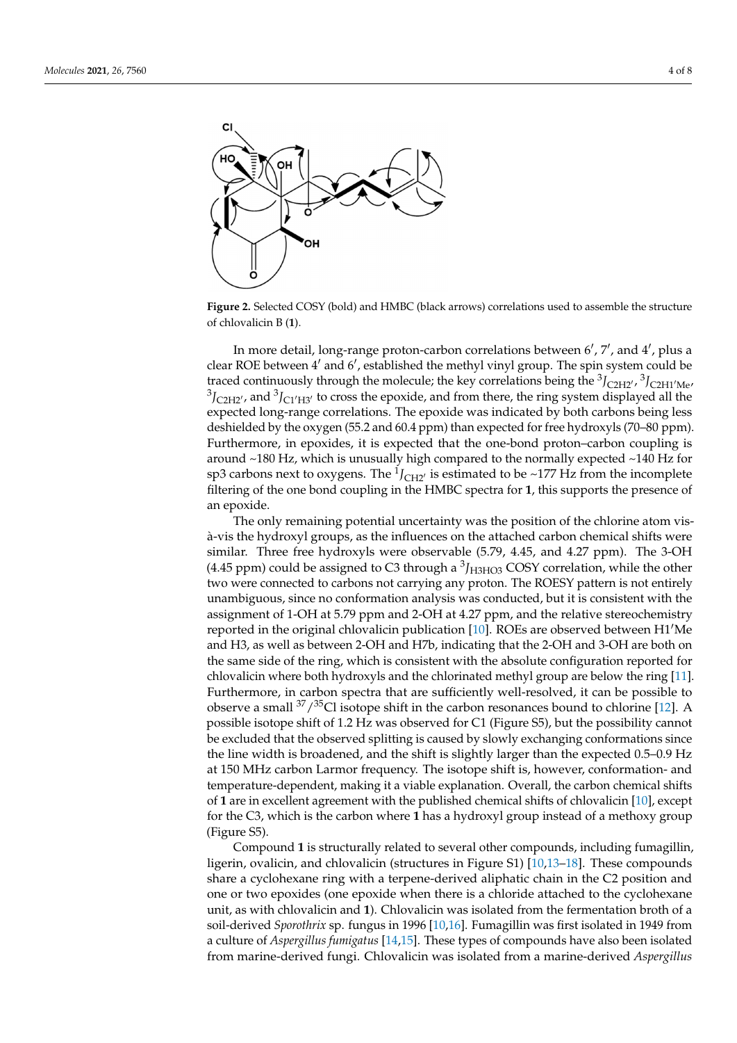**Figure 2.** Selected COSY (bold) and HMBC (black arrows) correlations used to assemble the structure of chlovalicin B (**1**).

In more detail, long-range proton-carbon correlations between 6′, 7′, and 4′, plus a clear ROE between 4′ and 6′, established the methyl vinyl group. The spin system could be traced continuously through the molecule; the key correlations being the $^3J_{C2H2'}$, $^3J_{C2H1'Me}$, $^3J_{C2H2'}$, and $^3J_{C1'H3'}$ to cross the epoxide, and from there, the ring system displayed all the expected long-range correlations. The epoxide was indicated by both carbons being less deshielded by the oxygen (55.2 and 60.4 ppm) than expected for free hydroxyls (70–80 ppm). Furthermore, in epoxides, it is expected that the one-bond proton–carbon coupling is around ~180 Hz, which is unusually high compared to the normally expected ~140 Hz for sp3 carbons next to oxygens. The $^1J_{CH2'}$ is estimated to be ~177 Hz from the incomplete filtering of the one bond coupling in the HMBC spectra for **1**, this supports the presence of an epoxide.

The only remaining potential uncertainty was the position of the chlorine atom vis-à-vis the hydroxyl groups, as the influences on the attached carbon chemical shifts were similar. Three free hydroxyls were observable (5.79, 4.45, and 4.27 ppm). The 3-OH (4.45 ppm) could be assigned to C3 through a $^3J_{H3HO3}$ COSY correlation, while the other two were connected to carbons not carrying any proton. The ROESY pattern is not entirely unambiguous, since no conformation analysis was conducted, but it is consistent with the assignment of 1-OH at 5.79 ppm and 2-OH at 4.27 ppm, and the relative stereochemistry reported in the original chlovalicin publication [10]. ROEs are observed between H1′Me and H3, as well as between 2-OH and H7b, indicating that the 2-OH and 3-OH are both on the same side of the ring, which is consistent with the absolute configuration reported for chlovalicin where both hydroxyls and the chlorinated methyl group are below the ring [11]. Furthermore, in carbon spectra that are sufficiently well-resolved, it can be possible to observe a small $^{37}/^{35}$Cl isotope shift in the carbon resonances bound to chlorine [12]. A possible isotope shift of 1.2 Hz was observed for C1 (Figure S5), but the possibility cannot be excluded that the observed splitting is caused by slowly exchanging conformations since the line width is broadened, and the shift is slightly larger than the expected 0.5–0.9 Hz at 150 MHz carbon Larmor frequency. The isotope shift is, however, conformation- and temperature-dependent, making it a viable explanation. Overall, the carbon chemical shifts of **1** are in excellent agreement with the published chemical shifts of chlovalicin [10], except for the C3, which is the carbon where **1** has a hydroxyl group instead of a methoxy group (Figure S5).

Compound **1** is structurally related to several other compounds, including fumagillin, ligerin, ovalicin, and chlovalicin (structures in Figure S1) [10,13–18]. These compounds share a cyclohexane ring with a terpene-derived aliphatic chain in the C2 position and one or two epoxides (one epoxide when there is a chloride attached to the cyclohexane unit, as with chlovalicin and **1**). Chlovalicin was isolated from the fermentation broth of a soil-derived *Sporothrix* sp. fungus in 1996 [10,16]. Fumagillin was first isolated in 1949 from a culture of *Aspergillus fumigatus* [14,15]. These types of compounds have also been isolated from marine-derived fungi. Chlovalicin was isolated from a marine-derived *Aspergillus*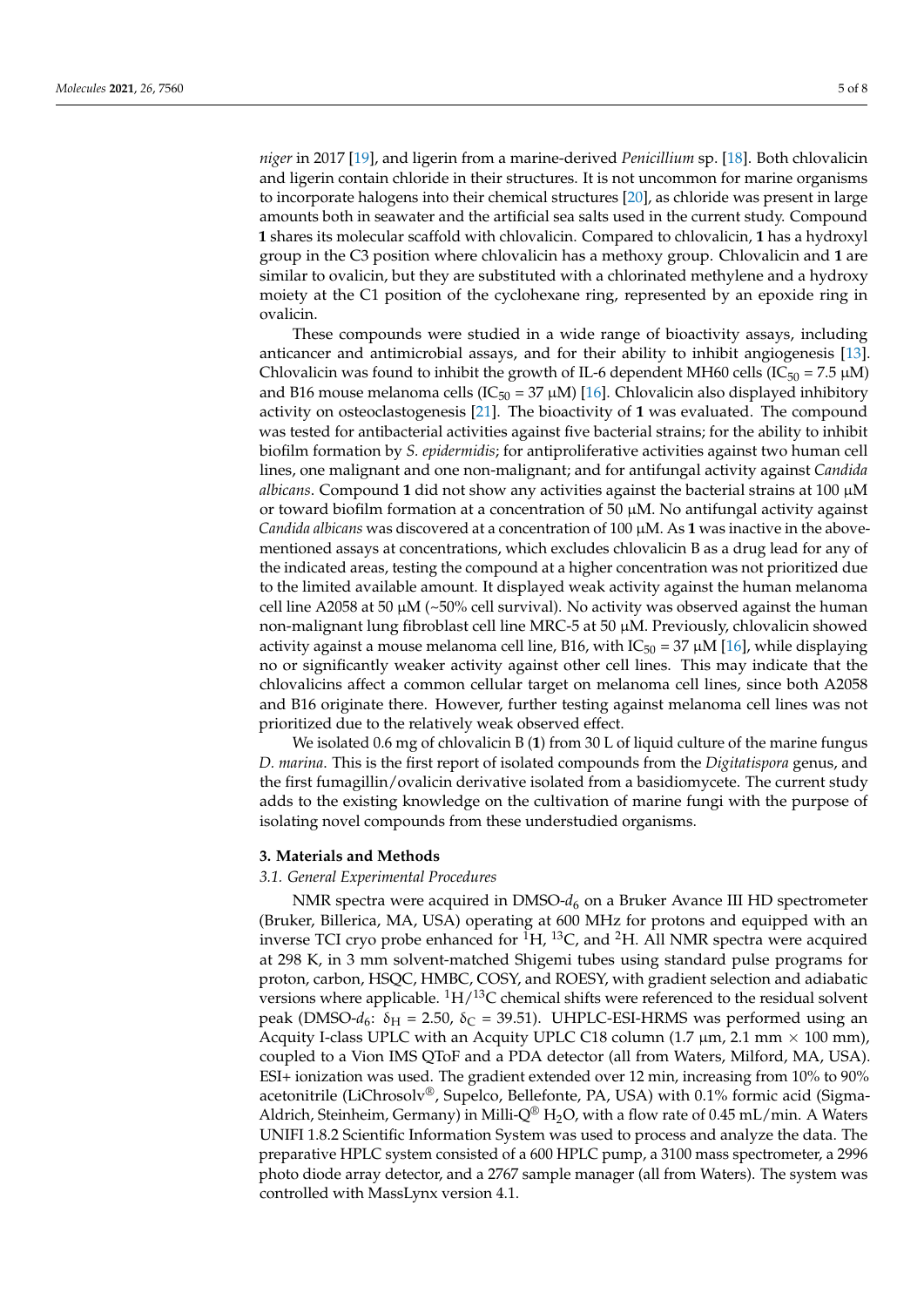*niger* in 2017 [19], and ligerin from a marine-derived *Penicillium* sp. [18]. Both chlovalicin and ligerin contain chloride in their structures. It is not uncommon for marine organisms to incorporate halogens into their chemical structures [20], as chloride was present in large amounts both in seawater and the artificial sea salts used in the current study. Compound **1** shares its molecular scaffold with chlovalicin. Compared to chlovalicin, **1** has a hydroxyl group in the C3 position where chlovalicin has a methoxy group. Chlovalicin and **1** are similar to ovalicin, but they are substituted with a chlorinated methylene and a hydroxy moiety at the C1 position of the cyclohexane ring, represented by an epoxide ring in ovalicin.

These compounds were studied in a wide range of bioactivity assays, including anticancer and antimicrobial assays, and for their ability to inhibit angiogenesis [13]. Chlovalicin was found to inhibit the growth of IL-6 dependent MH60 cells ($IC_{50}$ = 7.5 μM) and B16 mouse melanoma cells ($IC_{50}$ = 37 μM) [16]. Chlovalicin also displayed inhibitory activity on osteoclastogenesis [21]. The bioactivity of **1** was evaluated. The compound was tested for antibacterial activities against five bacterial strains; for the ability to inhibit biofilm formation by *S. epidermidis*; for antiproliferative activities against two human cell lines, one malignant and one non-malignant; and for antifungal activity against *Candida albicans*. Compound **1** did not show any activities against the bacterial strains at 100 μM or toward biofilm formation at a concentration of 50 μM. No antifungal activity against *Candida albicans* was discovered at a concentration of 100 μM. As **1** was inactive in the above-mentioned assays at concentrations, which excludes chlovalicin B as a drug lead for any of the indicated areas, testing the compound at a higher concentration was not prioritized due to the limited available amount. It displayed weak activity against the human melanoma cell line A2058 at 50 μM (~50% cell survival). No activity was observed against the human non-malignant lung fibroblast cell line MRC-5 at 50 μM. Previously, chlovalicin showed activity against a mouse melanoma cell line, B16, with $IC_{50}$ = 37 μM [16], while displaying no or significantly weaker activity against other cell lines. This may indicate that the chlovalicins affect a common cellular target on melanoma cell lines, since both A2058 and B16 originate there. However, further testing against melanoma cell lines was not prioritized due to the relatively weak observed effect.

We isolated 0.6 mg of chlovalicin B (**1**) from 30 L of liquid culture of the marine fungus *D. marina*. This is the first report of isolated compounds from the *Digitatispora* genus, and the first fumagillin/ovalicin derivative isolated from a basidiomycete. The current study adds to the existing knowledge on the cultivation of marine fungi with the purpose of isolating novel compounds from these understudied organisms.

## 3. Materials and Methods

### *3.1. General Experimental Procedures*

NMR spectra were acquired in DMSO-$d_6$ on a Bruker Avance III HD spectrometer (Bruker, Billerica, MA, USA) operating at 600 MHz for protons and equipped with an inverse TCI cryo probe enhanced for $^1$H, $^{13}$C, and $^2$H. All NMR spectra were acquired at 298 K, in 3 mm solvent-matched Shigemi tubes using standard pulse programs for proton, carbon, HSQC, HMBC, COSY, and ROESY, with gradient selection and adiabatic versions where applicable. $^1$H/$^{13}$C chemical shifts were referenced to the residual solvent peak (DMSO-$d_6$: $\delta_H$ = 2.50, $\delta_C$ = 39.51). UHPLC-ESI-HRMS was performed using an Acquity I-class UPLC with an Acquity UPLC C18 column (1.7 μm, 2.1 mm × 100 mm), coupled to a Vion IMS QToF and a PDA detector (all from Waters, Milford, MA, USA). ESI+ ionization was used. The gradient extended over 12 min, increasing from 10% to 90% acetonitrile (LiChrosolv®, Supelco, Bellefonte, PA, USA) with 0.1% formic acid (Sigma-Aldrich, Steinheim, Germany) in Milli-Q® $H_2O$, with a flow rate of 0.45 mL/min. A Waters UNIFI 1.8.2 Scientific Information System was used to process and analyze the data. The preparative HPLC system consisted of a 600 HPLC pump, a 3100 mass spectrometer, a 2996 photo diode array detector, and a 2767 sample manager (all from Waters). The system was controlled with MassLynx version 4.1.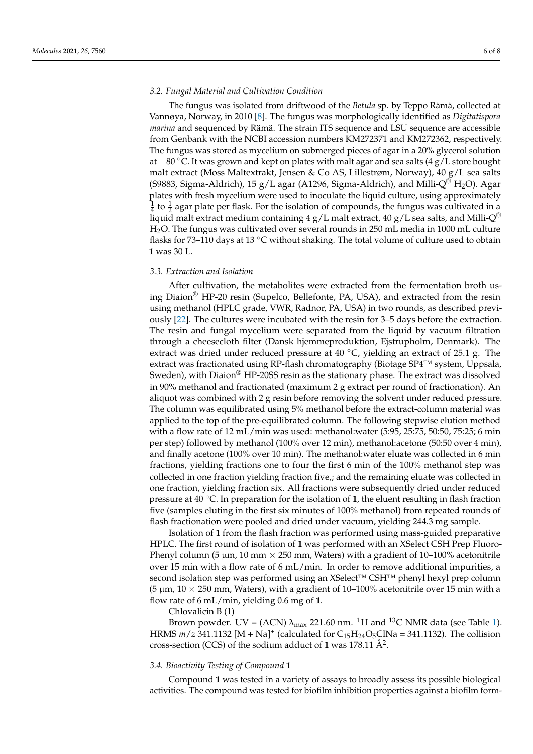### 3.2. Fungal Material and Cultivation Condition

The fungus was isolated from driftwood of the *Betula* sp. by Teppo Rämä, collected at Vannøya, Norway, in 2010 [8]. The fungus was morphologically identified as *Digitatispora marina* and sequenced by Rämä. The strain ITS sequence and LSU sequence are accessible from Genbank with the NCBI accession numbers KM272371 and KM272362, respectively. The fungus was stored as mycelium on submerged pieces of agar in a 20% glycerol solution at −80 °C. It was grown and kept on plates with malt agar and sea salts (4 g/L store bought malt extract (Moss Maltextrakt, Jensen & Co AS, Lillestrøm, Norway), 40 g/L sea salts (S9883, Sigma-Aldrich), 15 g/L agar (A1296, Sigma-Aldrich), and Milli-Q® $H_2O$). Agar plates with fresh mycelium were used to inoculate the liquid culture, using approximately $\frac{1}{4}$ to $\frac{1}{2}$ agar plate per flask. For the isolation of compounds, the fungus was cultivated in a liquid malt extract medium containing 4 g/L malt extract, 40 g/L sea salts, and Milli-Q® $H_2O$. The fungus was cultivated over several rounds in 250 mL media in 1000 mL culture flasks for 73–110 days at 13 °C without shaking. The total volume of culture used to obtain **1** was 30 L.

### 3.3. Extraction and Isolation

After cultivation, the metabolites were extracted from the fermentation broth using Diaion® HP-20 resin (Supelco, Bellefonte, PA, USA), and extracted from the resin using methanol (HPLC grade, VWR, Radnor, PA, USA) in two rounds, as described previously [22]. The cultures were incubated with the resin for 3–5 days before the extraction. The resin and fungal mycelium were separated from the liquid by vacuum filtration through a cheesecloth filter (Dansk hjemmeproduktion, Ejstrupholm, Denmark). The extract was dried under reduced pressure at 40 °C, yielding an extract of 25.1 g. The extract was fractionated using RP-flash chromatography (Biotage SP4™ system, Uppsala, Sweden), with Diaion® HP-20SS resin as the stationary phase. The extract was dissolved in 90% methanol and fractionated (maximum 2 g extract per round of fractionation). An aliquot was combined with 2 g resin before removing the solvent under reduced pressure. The column was equilibrated using 5% methanol before the extract-column material was applied to the top of the pre-equilibrated column. The following stepwise elution method with a flow rate of 12 mL/min was used: methanol:water (5:95, 25:75, 50:50, 75:25; 6 min per step) followed by methanol (100% over 12 min), methanol:acetone (50:50 over 4 min), and finally acetone (100% over 10 min). The methanol:water eluate was collected in 6 min fractions, yielding fractions one to four the first 6 min of the 100% methanol step was collected in one fraction yielding fraction five,; and the remaining eluate was collected in one fraction, yielding fraction six. All fractions were subsequently dried under reduced pressure at 40 °C. In preparation for the isolation of **1**, the eluent resulting in flash fraction five (samples eluting in the first six minutes of 100% methanol) from repeated rounds of flash fractionation were pooled and dried under vacuum, yielding 244.3 mg sample.

Isolation of **1** from the flash fraction was performed using mass-guided preparative HPLC. The first round of isolation of **1** was performed with an XSelect CSH Prep Fluoro-Phenyl column (5 µm, 10 mm × 250 mm, Waters) with a gradient of 10–100% acetonitrile over 15 min with a flow rate of 6 mL/min. In order to remove additional impurities, a second isolation step was performed using an XSelect™ CSH™ phenyl hexyl prep column (5 µm, 10 × 250 mm, Waters), with a gradient of 10–100% acetonitrile over 15 min with a flow rate of 6 mL/min, yielding 0.6 mg of **1**.

Chlovalicin B (1)

Brown powder. UV = (ACN) $\lambda_{max}$ 221.60 nm. $^1$H and $^{13}$C NMR data (see Table 1). HRMS $m/z$ 341.1132 $[M + Na]^+$ (calculated for $C_{15}H_{24}O_5ClNa$ = 341.1132). The collision cross-section (CCS) of the sodium adduct of **1** was 178.11 Å$^2$.

### 3.4. Bioactivity Testing of Compound 1

Compound **1** was tested in a variety of assays to broadly assess its possible biological activities. The compound was tested for biofilm inhibition properties against a biofilm form-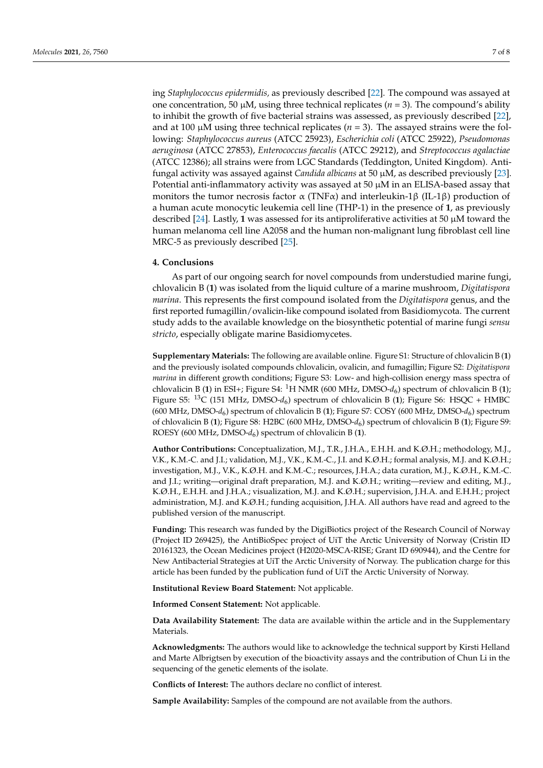ing *Staphylococcus epidermidis,* as previously described [22]. The compound was assayed at one concentration, 50 μM, using three technical replicates (*n* = 3). The compound's ability to inhibit the growth of five bacterial strains was assessed, as previously described [22], and at 100 μM using three technical replicates (*n* = 3). The assayed strains were the following: *Staphylococcus aureus* (ATCC 25923), *Escherichia coli* (ATCC 25922), *Pseudomonas aeruginosa* (ATCC 27853), *Enterococcus faecalis* (ATCC 29212), and *Streptococcus agalactiae* (ATCC 12386); all strains were from LGC Standards (Teddington, United Kingdom). Antifungal activity was assayed against *Candida albicans* at 50 μM, as described previously [23]. Potential anti-inflammatory activity was assayed at 50 μM in an ELISA-based assay that monitors the tumor necrosis factor α (TNFα) and interleukin-1β (IL-1β) production of a human acute monocytic leukemia cell line (THP-1) in the presence of **1**, as previously described [24]. Lastly, **1** was assessed for its antiproliferative activities at 50 μM toward the human melanoma cell line A2058 and the human non-malignant lung fibroblast cell line MRC-5 as previously described [25].

## 4. Conclusions

As part of our ongoing search for novel compounds from understudied marine fungi, chlovalicin B (**1**) was isolated from the liquid culture of a marine mushroom, *Digitatispora marina*. This represents the first compound isolated from the *Digitatispora* genus, and the first reported fumagillin/ovalicin-like compound isolated from Basidiomycota. The current study adds to the available knowledge on the biosynthetic potential of marine fungi *sensu stricto*, especially obligate marine Basidiomycetes.

**Supplementary Materials:** The following are available online. Figure S1: Structure of chlovalicin B (**1**) and the previously isolated compounds chlovalicin, ovalicin, and fumagillin; Figure S2: *Digitatispora marina* in different growth conditions; Figure S3: Low- and high-collision energy mass spectra of chlovalicin B (**1**) in ESI+; Figure S4: $^{1}$H NMR (600 MHz, DMSO-$d_6$) spectrum of chlovalicin B (**1**); Figure S5: $^{13}$C (151 MHz, DMSO-$d_6$) spectrum of chlovalicin B (**1**); Figure S6: HSQC + HMBC (600 MHz, DMSO-$d_6$) spectrum of chlovalicin B (**1**); Figure S7: COSY (600 MHz, DMSO-$d_6$) spectrum of chlovalicin B (**1**); Figure S8: H2BC (600 MHz, DMSO-$d_6$) spectrum of chlovalicin B (**1**); Figure S9: ROESY (600 MHz, DMSO-$d_6$) spectrum of chlovalicin B (**1**).

**Author Contributions:** Conceptualization, M.J., T.R., J.H.A., E.H.H. and K.Ø.H.; methodology, M.J., V.K., K.M.-C. and J.I.; validation, M.J., V.K., K.M.-C., J.I. and K.Ø.H.; formal analysis, M.J. and K.Ø.H.; investigation, M.J., V.K., K.Ø.H. and K.M.-C.; resources, J.H.A.; data curation, M.J., K.Ø.H., K.M.-C. and J.I.; writing—original draft preparation, M.J. and K.Ø.H.; writing—review and editing, M.J., K.Ø.H., E.H.H. and J.H.A.; visualization, M.J. and K.Ø.H.; supervision, J.H.A. and E.H.H.; project administration, M.J. and K.Ø.H.; funding acquisition, J.H.A. All authors have read and agreed to the published version of the manuscript.

**Funding:** This research was funded by the DigiBiotics project of the Research Council of Norway (Project ID 269425), the AntiBioSpec project of UiT the Arctic University of Norway (Cristin ID 20161323, the Ocean Medicines project (H2020-MSCA-RISE; Grant ID 690944), and the Centre for New Antibacterial Strategies at UiT the Arctic University of Norway. The publication charge for this article has been funded by the publication fund of UiT the Arctic University of Norway.

**Institutional Review Board Statement:** Not applicable.

**Informed Consent Statement:** Not applicable.

**Data Availability Statement:** The data are available within the article and in the Supplementary Materials.

**Acknowledgments:** The authors would like to acknowledge the technical support by Kirsti Helland and Marte Albrigtsen by execution of the bioactivity assays and the contribution of Chun Li in the sequencing of the genetic elements of the isolate.

**Conflicts of Interest:** The authors declare no conflict of interest.

**Sample Availability:** Samples of the compound are not available from the authors.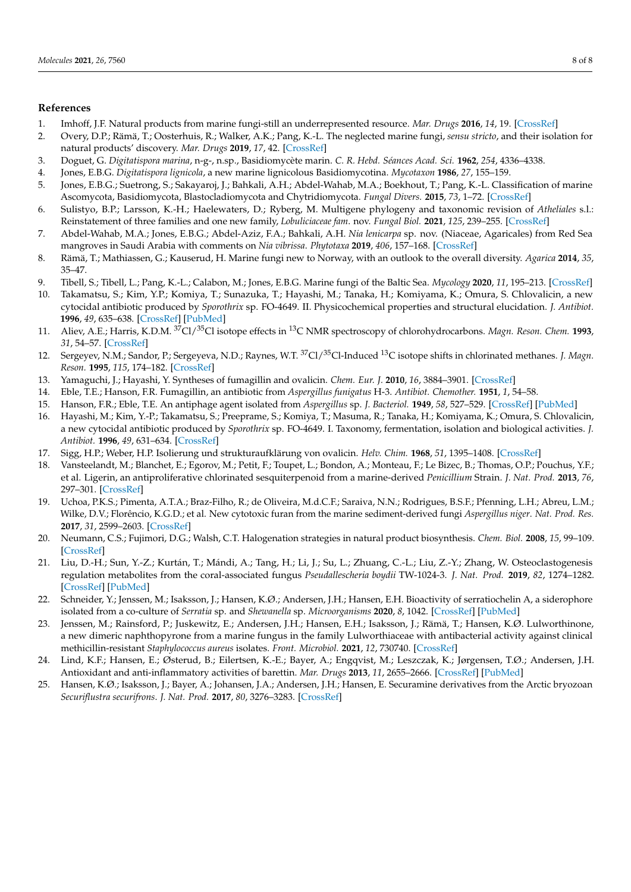## References

1. Imhoff, J.F. Natural products from marine fungi-still an underrepresented resource. *Mar. Drugs* **2016**, *14*, 19. [CrossRef]
2. Overy, D.P.; Rämä, T.; Oosterhuis, R.; Walker, A.K.; Pang, K.-L. The neglected marine fungi, *sensu stricto*, and their isolation for natural products' discovery. *Mar. Drugs* **2019**, *17*, 42. [CrossRef]
3. Doguet, G. *Digitatispora marina*, n-g-, n.sp., Basidiomycète marin. *C. R. Hebd. Séances Acad. Sci.* **1962**, *254*, 4336–4338.
4. Jones, E.B.G. *Digitatispora lignicola*, a new marine lignicolous Basidiomycotina. *Mycotaxon* **1986**, *27*, 155–159.
5. Jones, E.B.G.; Suetrong, S.; Sakayaroj, J.; Bahkali, A.H.; Abdel-Wahab, M.A.; Boekhout, T.; Pang, K.-L. Classification of marine Ascomycota, Basidiomycota, Blastocladiomycota and Chytridiomycota. *Fungal Divers.* **2015**, *73*, 1–72. [CrossRef]
6. Sulistyo, B.P.; Larsson, K.-H.; Haelewaters, D.; Ryberg, M. Multigene phylogeny and taxonomic revision of *Atheliales* s.l.: Reinstatement of three families and one new family, *Lobuliciaceae fam.* nov. *Fungal Biol.* **2021**, *125*, 239–255. [CrossRef]
7. Abdel-Wahab, M.A.; Jones, E.B.G.; Abdel-Aziz, F.A.; Bahkali, A.H. *Nia lenicarpa* sp. nov. (Niaceae, Agaricales) from Red Sea mangroves in Saudi Arabia with comments on *Nia vibrissa*. *Phytotaxa* **2019**, *406*, 157–168. [CrossRef]
8. Rämä, T.; Mathiassen, G.; Kauserud, H. Marine fungi new to Norway, with an outlook to the overall diversity. *Agarica* **2014**, *35*, 35–47.
9. Tibell, S.; Tibell, L.; Pang, K.-L.; Calabon, M.; Jones, E.B.G. Marine fungi of the Baltic Sea. *Mycology* **2020**, *11*, 195–213. [CrossRef]
10. Takamatsu, S.; Kim, Y.P.; Komiya, T.; Sunazuka, T.; Hayashi, M.; Tanaka, H.; Komiyama, K.; Omura, S. Chlovalicin, a new cytocidal antibiotic produced by *Sporothrix* sp. FO-4649. II. Physicochemical properties and structural elucidation. *J. Antibiot.* **1996**, *49*, 635–638. [CrossRef] [PubMed]
11. Aliev, A.E.; Harris, K.D.M. $^{37}$Cl/$^{35}$Cl isotope effects in $^{13}$C NMR spectroscopy of chlorohydrocarbons. *Magn. Reson. Chem.* **1993**, *31*, 54–57. [CrossRef]
12. Sergeyev, N.M.; Sandor, P.; Sergeyeva, N.D.; Raynes, W.T. $^{37}$Cl/$^{35}$Cl-Induced $^{13}$C isotope shifts in chlorinated methanes. *J. Magn. Reson.* **1995**, *115*, 174–182. [CrossRef]
13. Yamaguchi, J.; Hayashi, Y. Syntheses of fumagillin and ovalicin. *Chem. Eur. J.* **2010**, *16*, 3884–3901. [CrossRef]
14. Eble, T.E.; Hanson, F.R. Fumagillin, an antibiotic from *Aspergillus fumigatus* H-3. *Antibiot. Chemother.* **1951**, *1*, 54–58.
15. Hanson, F.R.; Eble, T.E. An antiphage agent isolated from *Aspergillus* sp. *J. Bacteriol.* **1949**, *58*, 527–529. [CrossRef] [PubMed]
16. Hayashi, M.; Kim, Y.-P.; Takamatsu, S.; Preeprame, S.; Komiya, T.; Masuma, R.; Tanaka, H.; Komiyama, K.; Omura, S. Chlovalicin, a new cytocidal antibiotic produced by *Sporothrix* sp. FO-4649. I. Taxonomy, fermentation, isolation and biological activities. *J. Antibiot.* **1996**, *49*, 631–634. [CrossRef]
17. Sigg, H.P.; Weber, H.P. Isolierung und strukturaufklärung von ovalicin. *Helv. Chim.* **1968**, *51*, 1395–1408. [CrossRef]
18. Vansteelandt, M.; Blanchet, E.; Egorov, M.; Petit, F.; Toupet, L.; Bondon, A.; Monteau, F.; Le Bizec, B.; Thomas, O.P.; Pouchus, Y.F.; et al. Ligerin, an antiproliferative chlorinated sesquiterpenoid from a marine-derived *Penicillium* Strain. *J. Nat. Prod.* **2013**, *76*, 297–301. [CrossRef]
19. Uchoa, P.K.S.; Pimenta, A.T.A.; Braz-Filho, R.; de Oliveira, M.d.C.F.; Saraiva, N.N.; Rodrigues, B.S.F.; Pfenning, L.H.; Abreu, L.M.; Wilke, D.V.; Florêncio, K.G.D.; et al. New cytotoxic furan from the marine sediment-derived fungi *Aspergillus niger*. *Nat. Prod. Res.* **2017**, *31*, 2599–2603. [CrossRef]
20. Neumann, C.S.; Fujimori, D.G.; Walsh, C.T. Halogenation strategies in natural product biosynthesis. *Chem. Biol.* **2008**, *15*, 99–109. [CrossRef]
21. Liu, D.-H.; Sun, Y.-Z.; Kurtán, T.; Mándi, A.; Tang, H.; Li, J.; Su, L.; Zhuang, C.-L.; Liu, Z.-Y.; Zhang, W. Osteoclastogenesis regulation metabolites from the coral-associated fungus *Pseudallescheria boydii* TW-1024-3. *J. Nat. Prod.* **2019**, *82*, 1274–1282. [CrossRef] [PubMed]
22. Schneider, Y.; Jenssen, M.; Isaksson, J.; Hansen, K.Ø.; Andersen, J.H.; Hansen, E.H. Bioactivity of serratiochelin A, a siderophore isolated from a co-culture of *Serratia* sp. and *Shewanella* sp. *Microorganisms* **2020**, *8*, 1042. [CrossRef] [PubMed]
23. Jenssen, M.; Rainsford, P.; Juskewitz, E.; Andersen, J.H.; Hansen, E.H.; Isaksson, J.; Rämä, T.; Hansen, K.Ø. Lulworthinone, a new dimeric naphthopyrone from a marine fungus in the family Lulworthiaceae with antibacterial activity against clinical methicillin-resistant *Staphylococcus aureus* isolates. *Front. Microbiol.* **2021**, *12*, 730740. [CrossRef]
24. Lind, K.F.; Hansen, E.; Østerud, B.; Eilertsen, K.-E.; Bayer, A.; Engqvist, M.; Leszczak, K.; Jørgensen, T.Ø.; Andersen, J.H. Antioxidant and anti-inflammatory activities of barettin. *Mar. Drugs* **2013**, *11*, 2655–2666. [CrossRef] [PubMed]
25. Hansen, K.Ø.; Isaksson, J.; Bayer, A.; Johansen, J.A.; Andersen, J.H.; Hansen, E. Securamine derivatives from the Arctic bryozoan *Securiflustra securifrons*. *J. Nat. Prod.* **2017**, *80*, 3276–3283. [CrossRef]